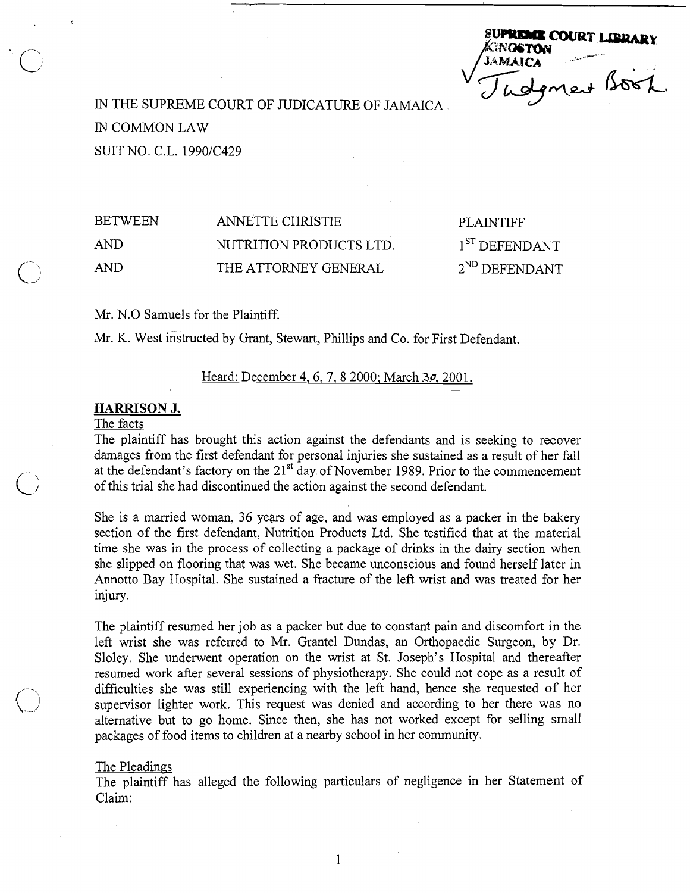SUPREME COURT LIBRARY
KINGSTON
JAMAICA
Judgment Book.

IN THE SUPREME COURT OF JUDICATURE OF JAMAICA

IN COMMON LAW

SUIT NO. C.L. 1990/C429

| | | |
|---|---|---|
| BETWEEN | ANNETTE CHRISTIE | PLAINTIFF |
| AND | NUTRITION PRODUCTS LTD. | 1ST DEFENDANT |
| AND | THE ATTORNEY GENERAL | 2ND DEFENDANT |

Mr. N.O Samuels for the Plaintiff.

Mr. K. West instructed by Grant, Stewart, Phillips and Co. for First Defendant.

Heard: December 4, 6, 7, 8 2000; March 30, 2001.

## HARRISON J.

The facts

The plaintiff has brought this action against the defendants and is seeking to recover damages from the first defendant for personal injuries she sustained as a result of her fall at the defendant's factory on the 21st day of November 1989. Prior to the commencement of this trial she had discontinued the action against the second defendant.

She is a married woman, 36 years of age, and was employed as a packer in the bakery section of the first defendant, Nutrition Products Ltd. She testified that at the material time she was in the process of collecting a package of drinks in the dairy section when she slipped on flooring that was wet. She became unconscious and found herself later in Annotto Bay Hospital. She sustained a fracture of the left wrist and was treated for her injury.

The plaintiff resumed her job as a packer but due to constant pain and discomfort in the left wrist she was referred to Mr. Grantel Dundas, an Orthopaedic Surgeon, by Dr. Sloley. She underwent operation on the wrist at St. Joseph's Hospital and thereafter resumed work after several sessions of physiotherapy. She could not cope as a result of difficulties she was still experiencing with the left hand, hence she requested of her supervisor lighter work. This request was denied and according to her there was no alternative but to go home. Since then, she has not worked except for selling small packages of food items to children at a nearby school in her community.

The Pleadings

The plaintiff has alleged the following particulars of negligence in her Statement of Claim: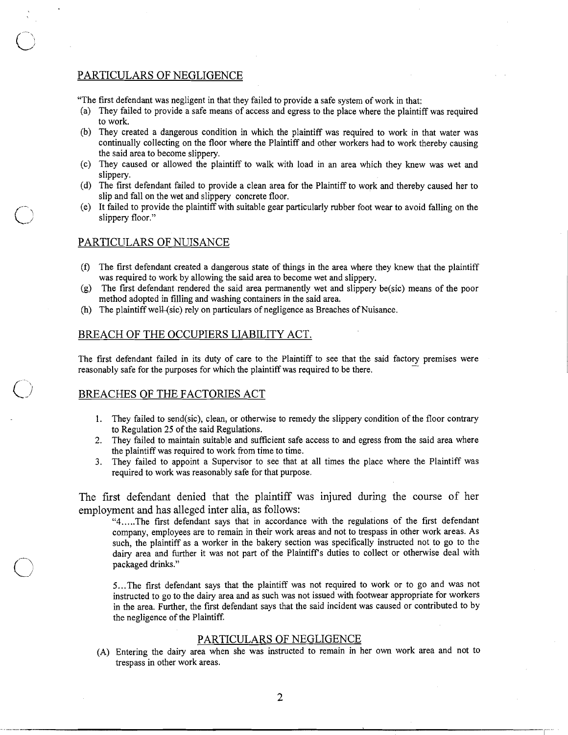## PARTICULARS OF NEGLIGENCE

"The first defendant was negligent in that they failed to provide a safe system of work in that:

(a) They failed to provide a safe means of access and egress to the place where the plaintiff was required to work.
(b) They created a dangerous condition in which the plaintiff was required to work in that water was continually collecting on the floor where the Plaintiff and other workers had to work thereby causing the said area to become slippery.
(c) They caused or allowed the plaintiff to walk with load in an area which they knew was wet and slippery.
(d) The first defendant failed to provide a clean area for the Plaintiff to work and thereby caused her to slip and fall on the wet and slippery concrete floor.
(e) It failed to provide the plaintiff with suitable gear particularly rubber foot wear to avoid falling on the slippery floor."

## PARTICULARS OF NUISANCE

(f) The first defendant created a dangerous state of things in the area where they knew that the plaintiff was required to work by allowing the said area to become wet and slippery.
(g) The first defendant rendered the said area permanently wet and slippery be(sic) means of the poor method adopted in filling and washing containers in the said area.
(h) The plaintiff well-(sic) rely on particulars of negligence as Breaches of Nuisance.

## BREACH OF THE OCCUPIERS LIABILITY ACT.

The first defendant failed in its duty of care to the Plaintiff to see that the said factory premises were reasonably safe for the purposes for which the plaintiff was required to be there.

## BREACHES OF THE FACTORIES ACT

1. They failed to send(sic), clean, or otherwise to remedy the slippery condition of the floor contrary to Regulation 25 of the said Regulations.
2. They failed to maintain suitable and sufficient safe access to and egress from the said area where the plaintiff was required to work from time to time.
3. They failed to appoint a Supervisor to see that at all times the place where the Plaintiff was required to work was reasonably safe for that purpose.

The first defendant denied that the plaintiff was injured during the course of her employment and has alleged inter alia, as follows:

> "4.....The first defendant says that in accordance with the regulations of the first defendant company, employees are to remain in their work areas and not to trespass in other work areas. As such, the plaintiff as a worker in the bakery section was specifically instructed not to go to the dairy area and further it was not part of the Plaintiff's duties to collect or otherwise deal with packaged drinks."
>
> 5...The first defendant says that the plaintiff was not required to work or to go and was not instructed to go to the dairy area and as such was not issued with footwear appropriate for workers in the area. Further, the first defendant says that the said incident was caused or contributed to by the negligence of the Plaintiff.

## PARTICULARS OF NEGLIGENCE

(A) Entering the dairy area when she was instructed to remain in her own work area and not to trespass in other work areas.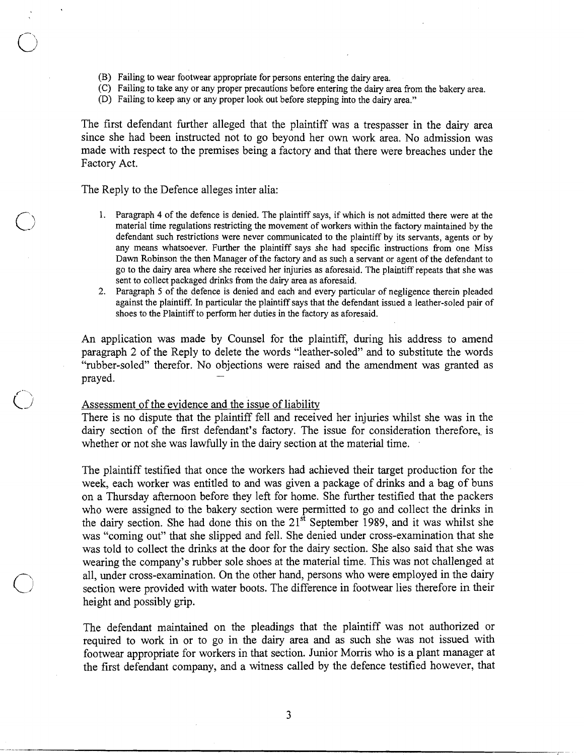(B) Failing to wear footwear appropriate for persons entering the dairy area.
(C) Failing to take any or any proper precautions before entering the dairy area from the bakery area.
(D) Failing to keep any or any proper look out before stepping into the dairy area."

The first defendant further alleged that the plaintiff was a trespasser in the dairy area since she had been instructed not to go beyond her own work area. No admission was made with respect to the premises being a factory and that there were breaches under the Factory Act.

The Reply to the Defence alleges inter alia:

1. Paragraph 4 of the defence is denied. The plaintiff says, if which is not admitted there were at the material time regulations restricting the movement of workers within the factory maintained by the defendant such restrictions were never communicated to the plaintiff by its servants, agents or by any means whatsoever. Further the plaintiff says she had specific instructions from one Miss Dawn Robinson the then Manager of the factory and as such a servant or agent of the defendant to go to the dairy area where she received her injuries as aforesaid. The plaintiff repeats that she was sent to collect packaged drinks from the dairy area as aforesaid.
2. Paragraph 5 of the defence is denied and each and every particular of negligence therein pleaded against the plaintiff. In particular the plaintiff says that the defendant issued a leather-soled pair of shoes to the Plaintiff to perform her duties in the factory as aforesaid.

An application was made by Counsel for the plaintiff, during his address to amend paragraph 2 of the Reply to delete the words "leather-soled" and to substitute the words "rubber-soled" therefor. No objections were raised and the amendment was granted as prayed.

Assessment of the evidence and the issue of liability

There is no dispute that the plaintiff fell and received her injuries whilst she was in the dairy section of the first defendant's factory. The issue for consideration therefore, is whether or not she was lawfully in the dairy section at the material time.

The plaintiff testified that once the workers had achieved their target production for the week, each worker was entitled to and was given a package of drinks and a bag of buns on a Thursday afternoon before they left for home. She further testified that the packers who were assigned to the bakery section were permitted to go and collect the drinks in the dairy section. She had done this on the 21st September 1989, and it was whilst she was "coming out" that she slipped and fell. She denied under cross-examination that she was told to collect the drinks at the door for the dairy section. She also said that she was wearing the company's rubber sole shoes at the material time. This was not challenged at all, under cross-examination. On the other hand, persons who were employed in the dairy section were provided with water boots. The difference in footwear lies therefore in their height and possibly grip.

The defendant maintained on the pleadings that the plaintiff was not authorized or required to work in or to go in the dairy area and as such she was not issued with footwear appropriate for workers in that section. Junior Morris who is a plant manager at the first defendant company, and a witness called by the defence testified however, that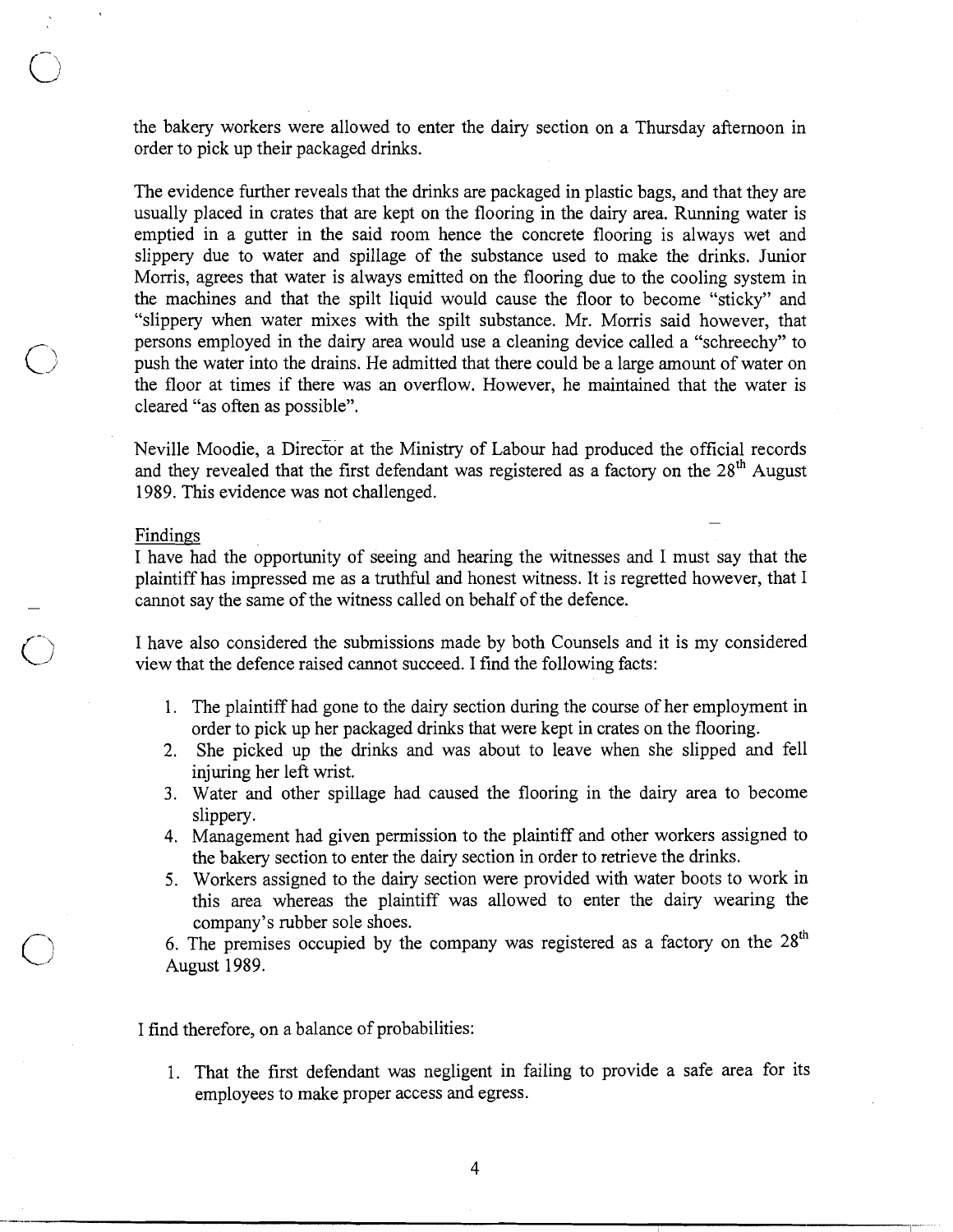the bakery workers were allowed to enter the dairy section on a Thursday afternoon in order to pick up their packaged drinks.

The evidence further reveals that the drinks are packaged in plastic bags, and that they are usually placed in crates that are kept on the flooring in the dairy area. Running water is emptied in a gutter in the said room hence the concrete flooring is always wet and slippery due to water and spillage of the substance used to make the drinks. Junior Morris, agrees that water is always emitted on the flooring due to the cooling system in the machines and that the spilt liquid would cause the floor to become "sticky" and "slippery when water mixes with the spilt substance. Mr. Morris said however, that persons employed in the dairy area would use a cleaning device called a "schreechy" to push the water into the drains. He admitted that there could be a large amount of water on the floor at times if there was an overflow. However, he maintained that the water is cleared "as often as possible".

Neville Moodie, a Director at the Ministry of Labour had produced the official records and they revealed that the first defendant was registered as a factory on the 28th August 1989. This evidence was not challenged.

Findings

I have had the opportunity of seeing and hearing the witnesses and I must say that the plaintiff has impressed me as a truthful and honest witness. It is regretted however, that I cannot say the same of the witness called on behalf of the defence.

I have also considered the submissions made by both Counsels and it is my considered view that the defence raised cannot succeed. I find the following facts:

1. The plaintiff had gone to the dairy section during the course of her employment in order to pick up her packaged drinks that were kept in crates on the flooring.
2. She picked up the drinks and was about to leave when she slipped and fell injuring her left wrist.
3. Water and other spillage had caused the flooring in the dairy area to become slippery.
4. Management had given permission to the plaintiff and other workers assigned to the bakery section to enter the dairy section in order to retrieve the drinks.
5. Workers assigned to the dairy section were provided with water boots to work in this area whereas the plaintiff was allowed to enter the dairy wearing the company's rubber sole shoes.
6. The premises occupied by the company was registered as a factory on the 28th August 1989.

I find therefore, on a balance of probabilities:

1. That the first defendant was negligent in failing to provide a safe area for its employees to make proper access and egress.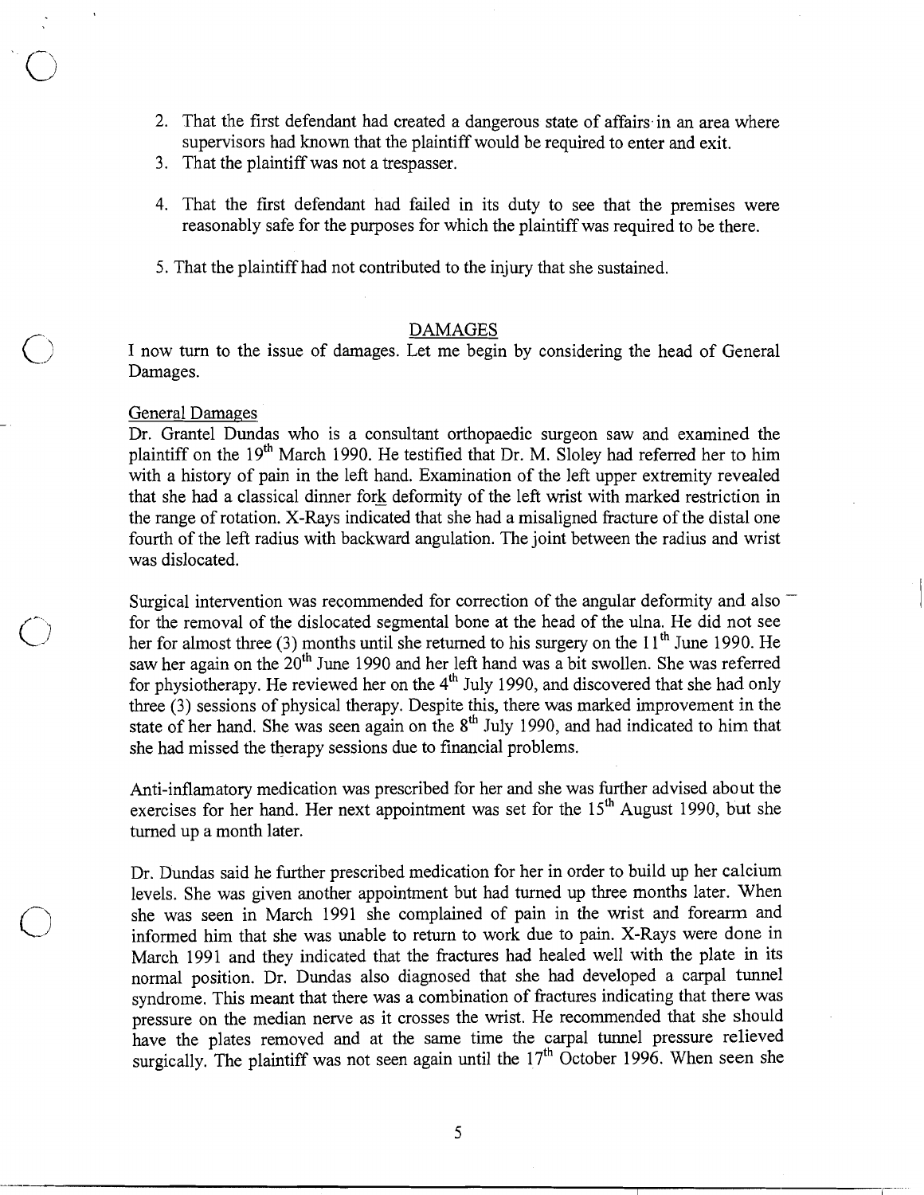2. That the first defendant had created a dangerous state of affairs in an area where supervisors had known that the plaintiff would be required to enter and exit.
3. That the plaintiff was not a trespasser.
4. That the first defendant had failed in its duty to see that the premises were reasonably safe for the purposes for which the plaintiff was required to be there.
5. That the plaintiff had not contributed to the injury that she sustained.

## DAMAGES

I now turn to the issue of damages. Let me begin by considering the head of General Damages.

### General Damages

Dr. Grantel Dundas who is a consultant orthopaedic surgeon saw and examined the plaintiff on the 19th March 1990. He testified that Dr. M. Sloley had referred her to him with a history of pain in the left hand. Examination of the left upper extremity revealed that she had a classical dinner fork deformity of the left wrist with marked restriction in the range of rotation. X-Rays indicated that she had a misaligned fracture of the distal one fourth of the left radius with backward angulation. The joint between the radius and wrist was dislocated.

Surgical intervention was recommended for correction of the angular deformity and also for the removal of the dislocated segmental bone at the head of the ulna. He did not see her for almost three (3) months until she returned to his surgery on the 11th June 1990. He saw her again on the 20th June 1990 and her left hand was a bit swollen. She was referred for physiotherapy. He reviewed her on the 4th July 1990, and discovered that she had only three (3) sessions of physical therapy. Despite this, there was marked improvement in the state of her hand. She was seen again on the 8th July 1990, and had indicated to him that she had missed the therapy sessions due to financial problems.

Anti-inflamatory medication was prescribed for her and she was further advised about the exercises for her hand. Her next appointment was set for the 15th August 1990, but she turned up a month later.

Dr. Dundas said he further prescribed medication for her in order to build up her calcium levels. She was given another appointment but had turned up three months later. When she was seen in March 1991 she complained of pain in the wrist and forearm and informed him that she was unable to return to work due to pain. X-Rays were done in March 1991 and they indicated that the fractures had healed well with the plate in its normal position. Dr. Dundas also diagnosed that she had developed a carpal tunnel syndrome. This meant that there was a combination of fractures indicating that there was pressure on the median nerve as it crosses the wrist. He recommended that she should have the plates removed and at the same time the carpal tunnel pressure relieved surgically. The plaintiff was not seen again until the 17th October 1996. When seen she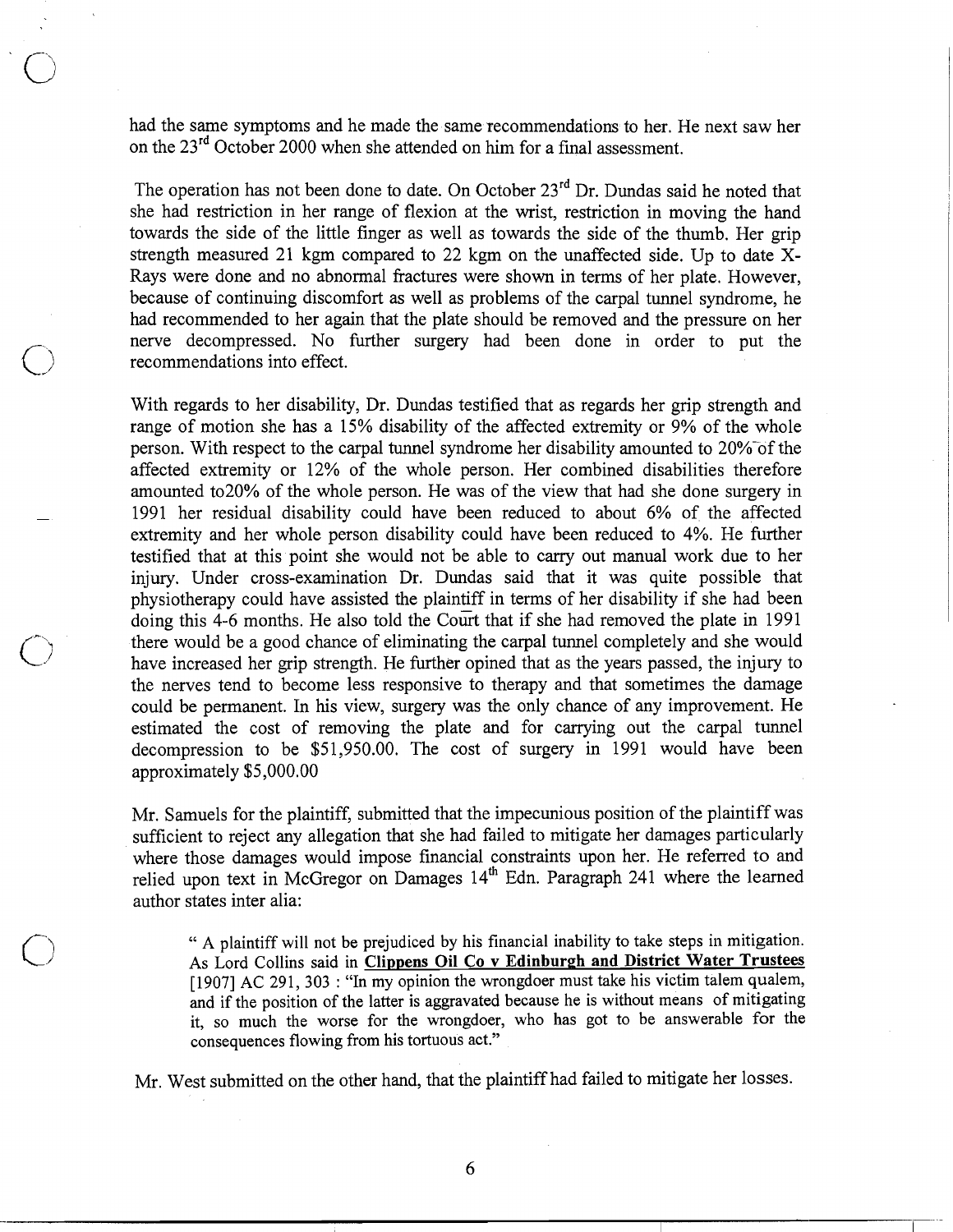had the same symptoms and he made the same recommendations to her. He next saw her on the 23rd October 2000 when she attended on him for a final assessment.

The operation has not been done to date. On October 23rd Dr. Dundas said he noted that she had restriction in her range of flexion at the wrist, restriction in moving the hand towards the side of the little finger as well as towards the side of the thumb. Her grip strength measured 21 kgm compared to 22 kgm on the unaffected side. Up to date X-Rays were done and no abnormal fractures were shown in terms of her plate. However, because of continuing discomfort as well as problems of the carpal tunnel syndrome, he had recommended to her again that the plate should be removed and the pressure on her nerve decompressed. No further surgery had been done in order to put the recommendations into effect.

With regards to her disability, Dr. Dundas testified that as regards her grip strength and range of motion she has a 15% disability of the affected extremity or 9% of the whole person. With respect to the carpal tunnel syndrome her disability amounted to 20% of the affected extremity or 12% of the whole person. Her combined disabilities therefore amounted to20% of the whole person. He was of the view that had she done surgery in 1991 her residual disability could have been reduced to about 6% of the affected extremity and her whole person disability could have been reduced to 4%. He further testified that at this point she would not be able to carry out manual work due to her injury. Under cross-examination Dr. Dundas said that it was quite possible that physiotherapy could have assisted the plaintiff in terms of her disability if she had been doing this 4-6 months. He also told the Court that if she had removed the plate in 1991 there would be a good chance of eliminating the carpal tunnel completely and she would have increased her grip strength. He further opined that as the years passed, the injury to the nerves tend to become less responsive to therapy and that sometimes the damage could be permanent. In his view, surgery was the only chance of any improvement. He estimated the cost of removing the plate and for carrying out the carpal tunnel decompression to be $51,950.00. The cost of surgery in 1991 would have been approximately $5,000.00

Mr. Samuels for the plaintiff, submitted that the impecunious position of the plaintiff was sufficient to reject any allegation that she had failed to mitigate her damages particularly where those damages would impose financial constraints upon her. He referred to and relied upon text in McGregor on Damages 14th Edn. Paragraph 241 where the learned author states inter alia:

> " A plaintiff will not be prejudiced by his financial inability to take steps in mitigation. As Lord Collins said in **Clippens Oil Co v Edinburgh and District Water Trustees** [1907] AC 291, 303 : "In my opinion the wrongdoer must take his victim talem qualem, and if the position of the latter is aggravated because he is without means of mitigating it, so much the worse for the wrongdoer, who has got to be answerable for the consequences flowing from his tortuous act."

Mr. West submitted on the other hand, that the plaintiff had failed to mitigate her losses.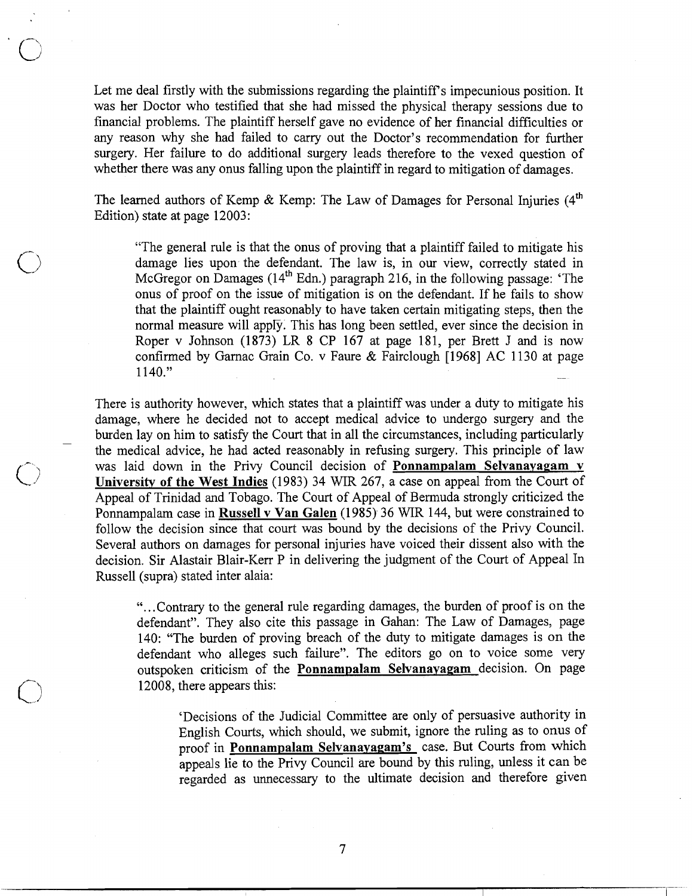Let me deal firstly with the submissions regarding the plaintiff's impecunious position. It was her Doctor who testified that she had missed the physical therapy sessions due to financial problems. The plaintiff herself gave no evidence of her financial difficulties or any reason why she had failed to carry out the Doctor's recommendation for further surgery. Her failure to do additional surgery leads therefore to the vexed question of whether there was any onus falling upon the plaintiff in regard to mitigation of damages.

The learned authors of Kemp & Kemp: The Law of Damages for Personal Injuries (4th Edition) state at page 12003:

> "The general rule is that the onus of proving that a plaintiff failed to mitigate his damage lies upon the defendant. The law is, in our view, correctly stated in McGregor on Damages (14th Edn.) paragraph 216, in the following passage: 'The onus of proof on the issue of mitigation is on the defendant. If he fails to show that the plaintiff ought reasonably to have taken certain mitigating steps, then the normal measure will apply. This has long been settled, ever since the decision in Roper v Johnson (1873) LR 8 CP 167 at page 181, per Brett J and is now confirmed by Garnac Grain Co. v Faure & Fairclough [1968] AC 1130 at page 1140."

There is authority however, which states that a plaintiff was under a duty to mitigate his damage, where he decided not to accept medical advice to undergo surgery and the burden lay on him to satisfy the Court that in all the circumstances, including particularly the medical advice, he had acted reasonably in refusing surgery. This principle of law was laid down in the Privy Council decision of **Ponnampalam Selvanayagam v University of the West Indies** (1983) 34 WIR 267, a case on appeal from the Court of Appeal of Trinidad and Tobago. The Court of Appeal of Bermuda strongly criticized the Ponnampalam case in **Russell v Van Galen** (1985) 36 WIR 144, but were constrained to follow the decision since that court was bound by the decisions of the Privy Council. Several authors on damages for personal injuries have voiced their dissent also with the decision. Sir Alastair Blair-Kerr P in delivering the judgment of the Court of Appeal In Russell (supra) stated inter alaia:

> "...Contrary to the general rule regarding damages, the burden of proof is on the defendant". They also cite this passage in Gahan: The Law of Damages, page 140: "The burden of proving breach of the duty to mitigate damages is on the defendant who alleges such failure". The editors go on to voice some very outspoken criticism of the **Ponnampalam Selvanayagam** decision. On page 12008, there appears this:
>
> > 'Decisions of the Judicial Committee are only of persuasive authority in English Courts, which should, we submit, ignore the ruling as to onus of proof in **Ponnampalam Selvanayagam's** case. But Courts from which appeals lie to the Privy Council are bound by this ruling, unless it can be regarded as unnecessary to the ultimate decision and therefore given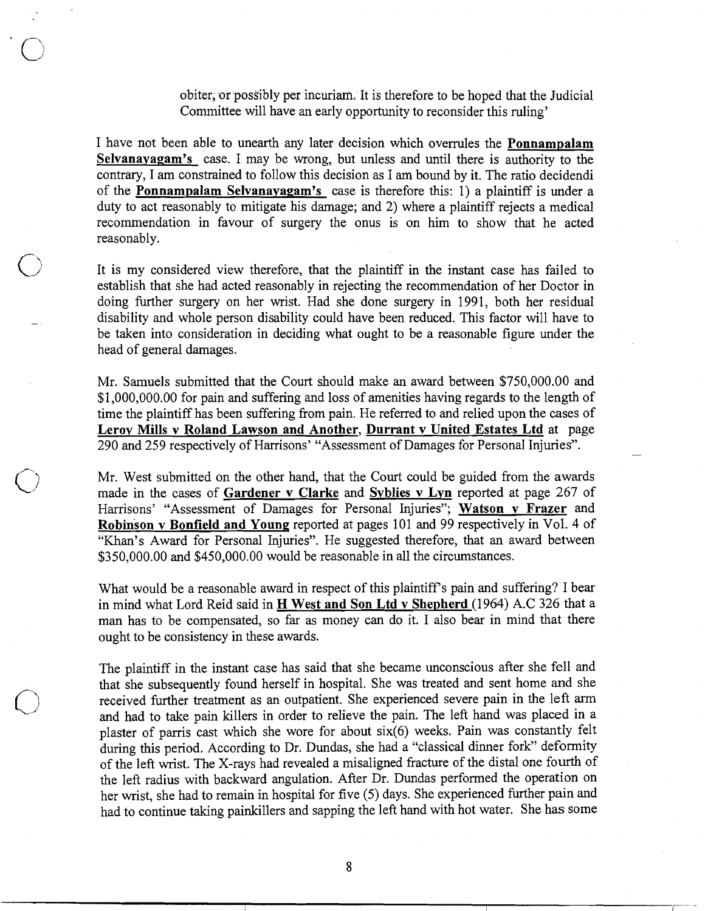obiter, or possibly per incuriam. It is therefore to be hoped that the Judicial Committee will have an early opportunity to reconsider this ruling'

I have not been able to unearth any later decision which overrules the **Ponnampalam Selvanayagam's** case. I may be wrong, but unless and until there is authority to the contrary, I am constrained to follow this decision as I am bound by it. The ratio decidendi of the **Ponnampalam Selvanayagam's** case is therefore this: 1) a plaintiff is under a duty to act reasonably to mitigate his damage; and 2) where a plaintiff rejects a medical recommendation in favour of surgery the onus is on him to show that he acted reasonably.

It is my considered view therefore, that the plaintiff in the instant case has failed to establish that she had acted reasonably in rejecting the recommendation of her Doctor in doing further surgery on her wrist. Had she done surgery in 1991, both her residual disability and whole person disability could have been reduced. This factor will have to be taken into consideration in deciding what ought to be a reasonable figure under the head of general damages.

Mr. Samuels submitted that the Court should make an award between $750,000.00 and $1,000,000.00 for pain and suffering and loss of amenities having regards to the length of time the plaintiff has been suffering from pain. He referred to and relied upon the cases of **Leroy Mills v Roland Lawson and Another**, **Durrant v United Estates Ltd** at page 290 and 259 respectively of Harrisons' "Assessment of Damages for Personal Injuries".

Mr. West submitted on the other hand, that the Court could be guided from the awards made in the cases of **Gardener v Clarke** and **Syblies v Lyn** reported at page 267 of Harrisons' "Assessment of Damages for Personal Injuries"; **Watson v Frazer** and **Robinson v Bonfield and Young** reported at pages 101 and 99 respectively in Vol. 4 of "Khan's Award for Personal Injuries". He suggested therefore, that an award between $350,000.00 and $450,000.00 would be reasonable in all the circumstances.

What would be a reasonable award in respect of this plaintiff's pain and suffering? I bear in mind what Lord Reid said in **H West and Son Ltd v Shepherd** (1964) A.C 326 that a man has to be compensated, so far as money can do it. I also bear in mind that there ought to be consistency in these awards.

The plaintiff in the instant case has said that she became unconscious after she fell and that she subsequently found herself in hospital. She was treated and sent home and she received further treatment as an outpatient. She experienced severe pain in the left arm and had to take pain killers in order to relieve the pain. The left hand was placed in a plaster of parris cast which she wore for about six(6) weeks. Pain was constantly felt during this period. According to Dr. Dundas, she had a "classical dinner fork" deformity of the left wrist. The X-rays had revealed a misaligned fracture of the distal one fourth of the left radius with backward angulation. After Dr. Dundas performed the operation on her wrist, she had to remain in hospital for five (5) days. She experienced further pain and had to continue taking painkillers and sapping the left hand with hot water. She has some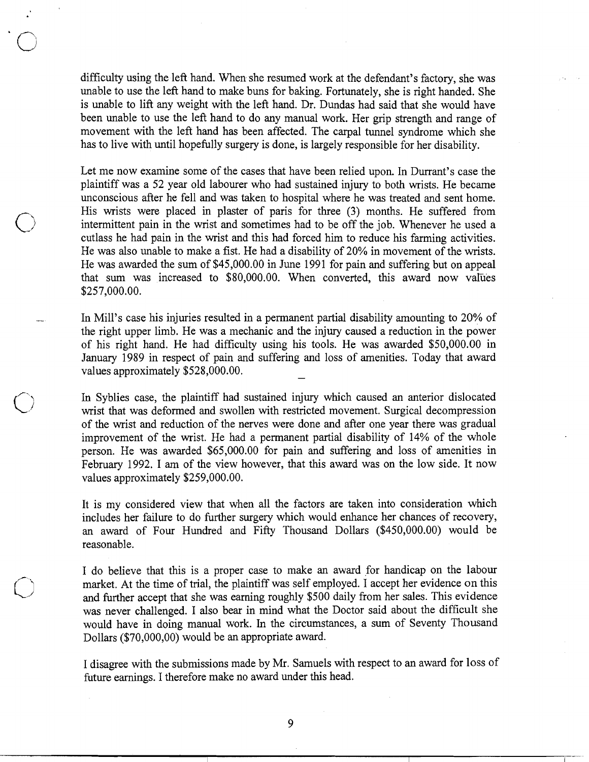difficulty using the left hand. When she resumed work at the defendant's factory, she was unable to use the left hand to make buns for baking. Fortunately, she is right handed. She is unable to lift any weight with the left hand. Dr. Dundas had said that she would have been unable to use the left hand to do any manual work. Her grip strength and range of movement with the left hand has been affected. The carpal tunnel syndrome which she has to live with until hopefully surgery is done, is largely responsible for her disability.

Let me now examine some of the cases that have been relied upon. In Durrant's case the plaintiff was a 52 year old labourer who had sustained injury to both wrists. He became unconscious after he fell and was taken to hospital where he was treated and sent home. His wrists were placed in plaster of paris for three (3) months. He suffered from intermittent pain in the wrist and sometimes had to be off the job. Whenever he used a cutlass he had pain in the wrist and this had forced him to reduce his farming activities. He was also unable to make a fist. He had a disability of 20% in movement of the wrists. He was awarded the sum of $45,000.00 in June 1991 for pain and suffering but on appeal that sum was increased to $80,000.00. When converted, this award now values $257,000.00.

In Mill's case his injuries resulted in a permanent partial disability amounting to 20% of the right upper limb. He was a mechanic and the injury caused a reduction in the power of his right hand. He had difficulty using his tools. He was awarded $50,000.00 in January 1989 in respect of pain and suffering and loss of amenities. Today that award values approximately $528,000.00.

In Syblies case, the plaintiff had sustained injury which caused an anterior dislocated wrist that was deformed and swollen with restricted movement. Surgical decompression of the wrist and reduction of the nerves were done and after one year there was gradual improvement of the wrist. He had a permanent partial disability of 14% of the whole person. He was awarded $65,000.00 for pain and suffering and loss of amenities in February 1992. I am of the view however, that this award was on the low side. It now values approximately $259,000.00.

It is my considered view that when all the factors are taken into consideration which includes her failure to do further surgery which would enhance her chances of recovery, an award of Four Hundred and Fifty Thousand Dollars ($450,000.00) would be reasonable.

I do believe that this is a proper case to make an award for handicap on the labour market. At the time of trial, the plaintiff was self employed. I accept her evidence on this and further accept that she was earning roughly $500 daily from her sales. This evidence was never challenged. I also bear in mind what the Doctor said about the difficult she would have in doing manual work. In the circumstances, a sum of Seventy Thousand Dollars ($70,000,00) would be an appropriate award.

I disagree with the submissions made by Mr. Samuels with respect to an award for loss of future earnings. I therefore make no award under this head.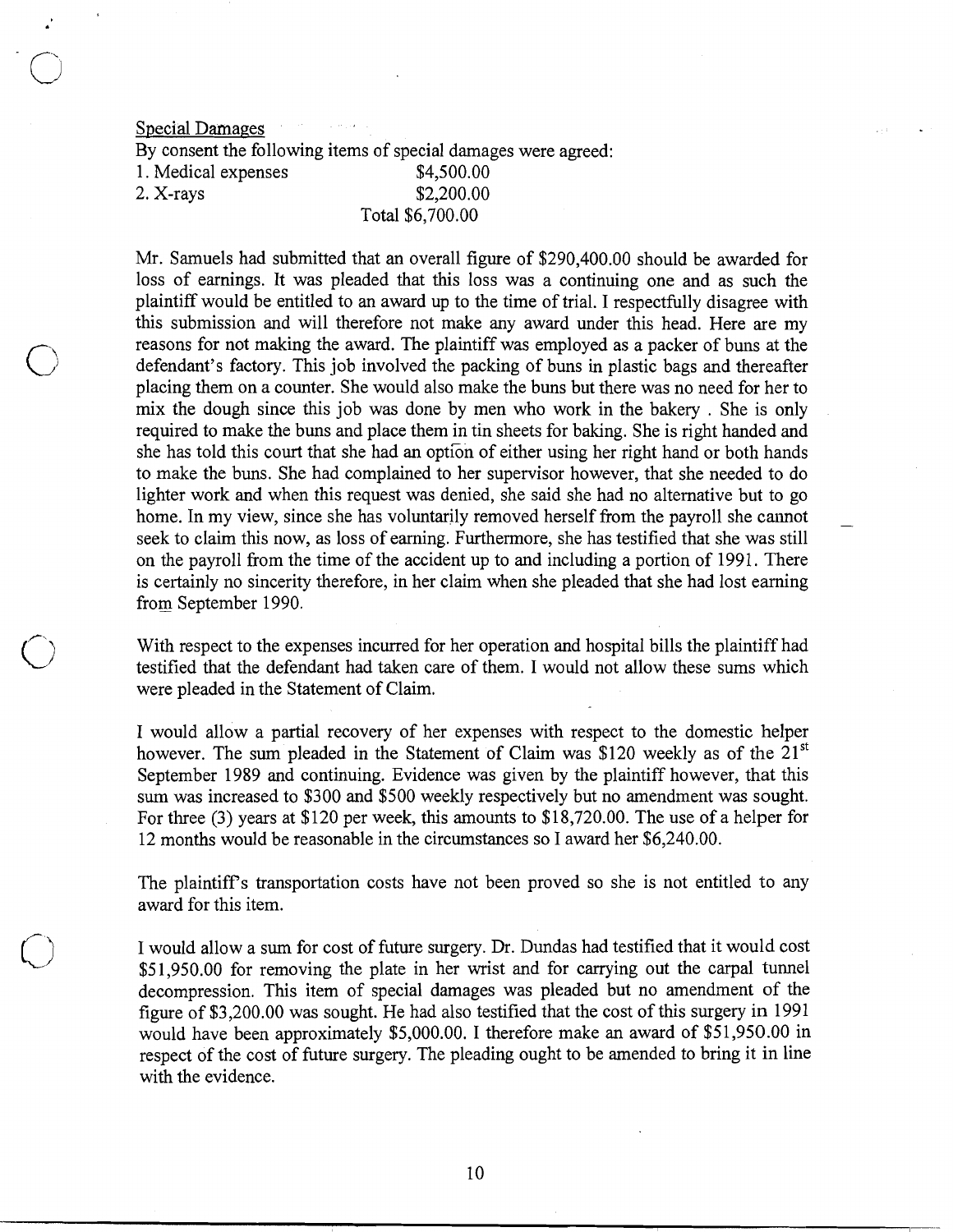Special Damages

By consent the following items of special damages were agreed:

| | |
|---|---|
| 1. Medical expenses | $4,500.00 |
| 2. X-rays | $2,200.00 |
| | Total $6,700.00 |

Mr. Samuels had submitted that an overall figure of $290,400.00 should be awarded for loss of earnings. It was pleaded that this loss was a continuing one and as such the plaintiff would be entitled to an award up to the time of trial. I respectfully disagree with this submission and will therefore not make any award under this head. Here are my reasons for not making the award. The plaintiff was employed as a packer of buns at the defendant's factory. This job involved the packing of buns in plastic bags and thereafter placing them on a counter. She would also make the buns but there was no need for her to mix the dough since this job was done by men who work in the bakery . She is only required to make the buns and place them in tin sheets for baking. She is right handed and she has told this court that she had an option of either using her right hand or both hands to make the buns. She had complained to her supervisor however, that she needed to do lighter work and when this request was denied, she said she had no alternative but to go home. In my view, since she has voluntarily removed herself from the payroll she cannot seek to claim this now, as loss of earning. Furthermore, she has testified that she was still on the payroll from the time of the accident up to and including a portion of 1991. There is certainly no sincerity therefore, in her claim when she pleaded that she had lost earning from September 1990.

With respect to the expenses incurred for her operation and hospital bills the plaintiff had testified that the defendant had taken care of them. I would not allow these sums which were pleaded in the Statement of Claim.

I would allow a partial recovery of her expenses with respect to the domestic helper however. The sum pleaded in the Statement of Claim was $120 weekly as of the 21st September 1989 and continuing. Evidence was given by the plaintiff however, that this sum was increased to $300 and $500 weekly respectively but no amendment was sought. For three (3) years at $120 per week, this amounts to $18,720.00. The use of a helper for 12 months would be reasonable in the circumstances so I award her $6,240.00.

The plaintiff's transportation costs have not been proved so she is not entitled to any award for this item.

I would allow a sum for cost of future surgery. Dr. Dundas had testified that it would cost $51,950.00 for removing the plate in her wrist and for carrying out the carpal tunnel decompression. This item of special damages was pleaded but no amendment of the figure of $3,200.00 was sought. He had also testified that the cost of this surgery in 1991 would have been approximately $5,000.00. I therefore make an award of $51,950.00 in respect of the cost of future surgery. The pleading ought to be amended to bring it in line with the evidence.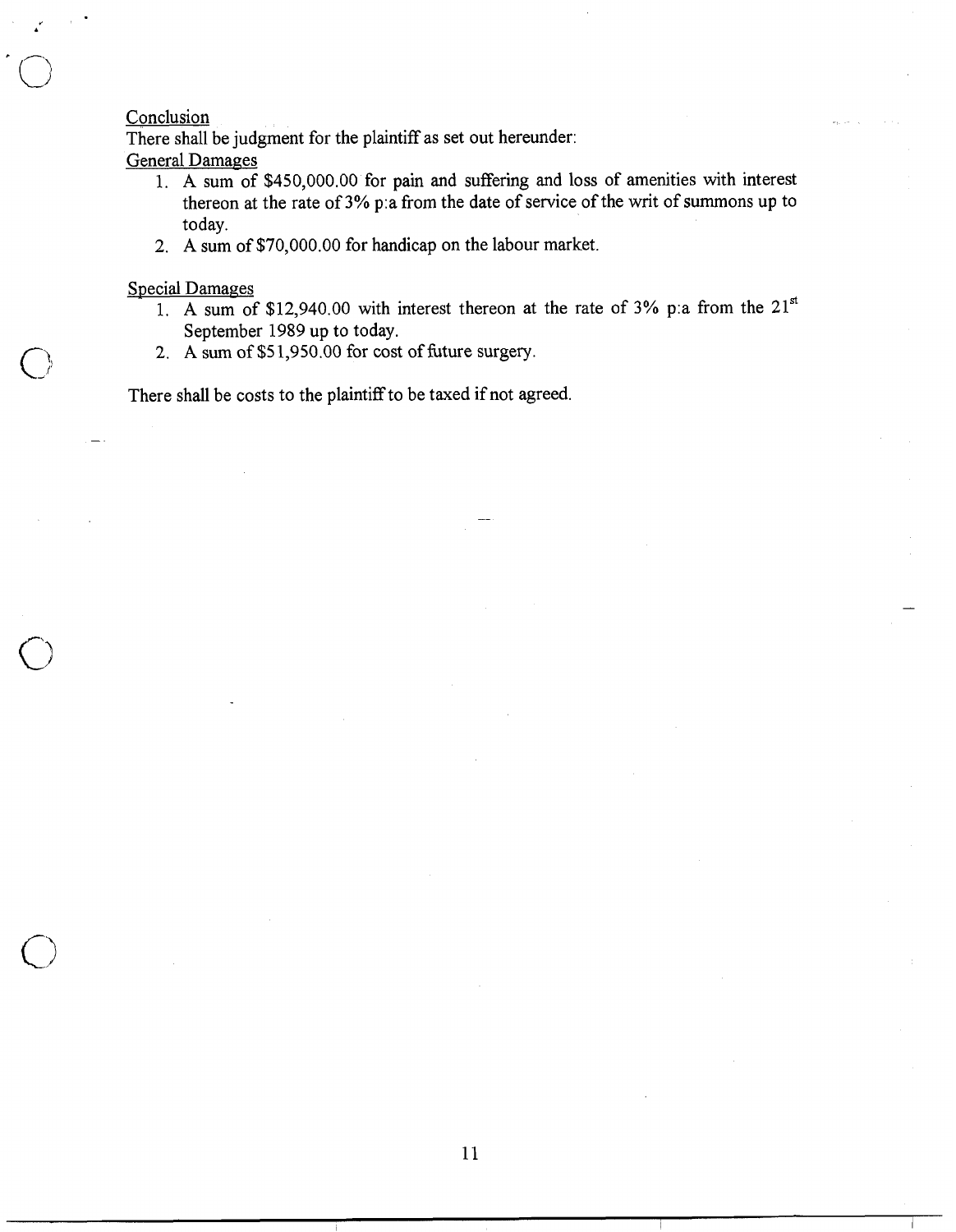Conclusion

There shall be judgment for the plaintiff as set out hereunder:

General Damages

1. A sum of $450,000.00 for pain and suffering and loss of amenities with interest thereon at the rate of 3% p:a from the date of service of the writ of summons up to today.
2. A sum of $70,000.00 for handicap on the labour market.

Special Damages

1. A sum of $12,940.00 with interest thereon at the rate of 3% p:a from the 21st September 1989 up to today.
2. A sum of $51,950.00 for cost of future surgery.

There shall be costs to the plaintiff to be taxed if not agreed.